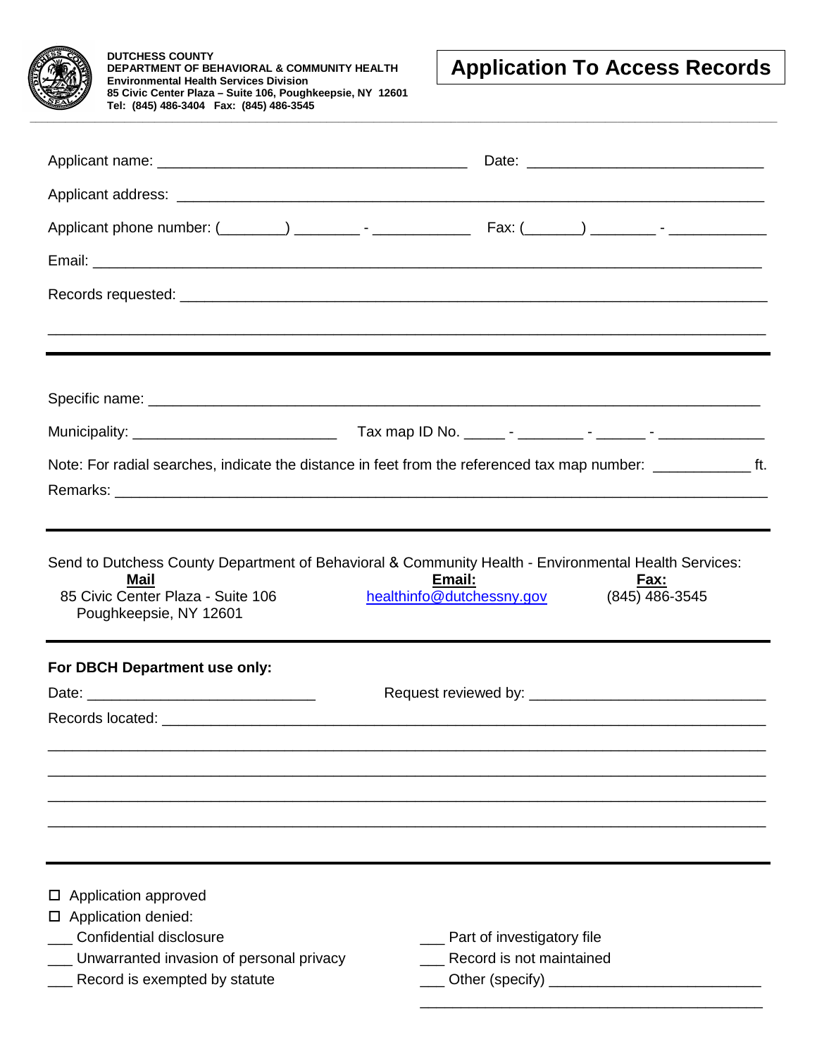DUTCHESS COUNTY
DEPARTMENT OF BEHAVIORAL & COMMUNITY HEALTH
Environmental Health Services Division
85 Civic Center Plaza – Suite 106, Poughkeepsie, NY 12601
Tel: (845) 486-3404 Fax: (845) 486-3545

# Application To Access Records

Applicant name: ______________________________________ Date: _____________________________

Applicant address: ________________________________________________________________________

Applicant phone number: (________) ________ - ____________ Fax: (_______) ________ - ____________

Email: _______________________________________________________________________________

Records requested: ________________________________________________________________________

_____________________________________________________________________________________

---

Specific name: ____________________________________________________________________________

Municipality: _________________________ Tax map ID No. _____ - ________ - ______ - _____________

Note: For radial searches, indicate the distance in feet from the referenced tax map number: ____________ ft.

Remarks: ________________________________________________________________________________

---

Send to Dutchess County Department of Behavioral & Community Health - Environmental Health Services:

| **Mail** | **Email:** | **Fax:** |
|---|---|---|
| 85 Civic Center Plaza - Suite 106<br>Poughkeepsie, NY 12601 | healthinfo@dutchessny.gov | (845) 486-3545 |

---

**For DBCH Department use only:**

Date: ____________________________ Request reviewed by: _____________________________

Records located: ____________________________________________________________________________

_____________________________________________________________________________________

_____________________________________________________________________________________

_____________________________________________________________________________________

_____________________________________________________________________________________

---

☐ Application approved

☐ Application denied:

___ Confidential disclosure

___ Unwarranted invasion of personal privacy

___ Record is exempted by statute

___ Part of investigatory file

___ Record is not maintained

___ Other (specify) __________________________

__________________________________________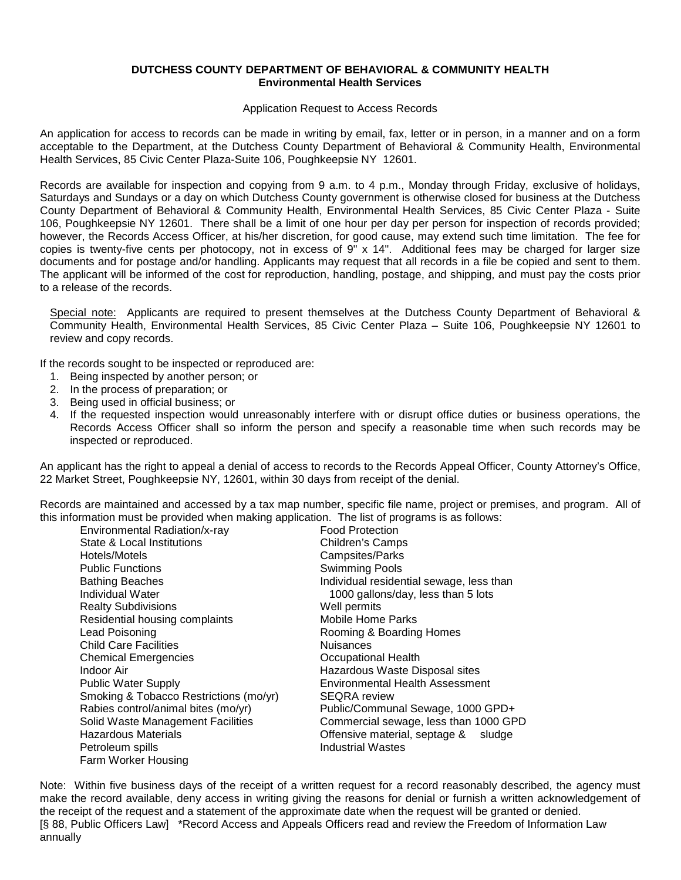**DUTCHESS COUNTY DEPARTMENT OF BEHAVIORAL & COMMUNITY HEALTH**
**Environmental Health Services**

Application Request to Access Records

An application for access to records can be made in writing by email, fax, letter or in person, in a manner and on a form acceptable to the Department, at the Dutchess County Department of Behavioral & Community Health, Environmental Health Services, 85 Civic Center Plaza-Suite 106, Poughkeepsie NY 12601.

Records are available for inspection and copying from 9 a.m. to 4 p.m., Monday through Friday, exclusive of holidays, Saturdays and Sundays or a day on which Dutchess County government is otherwise closed for business at the Dutchess County Department of Behavioral & Community Health, Environmental Health Services, 85 Civic Center Plaza - Suite 106, Poughkeepsie NY 12601. There shall be a limit of one hour per day per person for inspection of records provided; however, the Records Access Officer, at his/her discretion, for good cause, may extend such time limitation. The fee for copies is twenty-five cents per photocopy, not in excess of 9" x 14". Additional fees may be charged for larger size documents and for postage and/or handling. Applicants may request that all records in a file be copied and sent to them. The applicant will be informed of the cost for reproduction, handling, postage, and shipping, and must pay the costs prior to a release of the records.

<u>Special note:</u> Applicants are required to present themselves at the Dutchess County Department of Behavioral & Community Health, Environmental Health Services, 85 Civic Center Plaza – Suite 106, Poughkeepsie NY 12601 to review and copy records.

If the records sought to be inspected or reproduced are:

1. Being inspected by another person; or
2. In the process of preparation; or
3. Being used in official business; or
4. If the requested inspection would unreasonably interfere with or disrupt office duties or business operations, the Records Access Officer shall so inform the person and specify a reasonable time when such records may be inspected or reproduced.

An applicant has the right to appeal a denial of access to records to the Records Appeal Officer, County Attorney's Office, 22 Market Street, Poughkeepsie NY, 12601, within 30 days from receipt of the denial.

Records are maintained and accessed by a tax map number, specific file name, project or premises, and program. All of this information must be provided when making application. The list of programs is as follows:

- Environmental Radiation/x-ray
- State & Local Institutions
- Hotels/Motels
- Public Functions
- Bathing Beaches
- Individual Water
- Realty Subdivisions
- Residential housing complaints
- Lead Poisoning
- Child Care Facilities
- Chemical Emergencies
- Indoor Air
- Public Water Supply
- Smoking & Tobacco Restrictions (mo/yr)
- Rabies control/animal bites (mo/yr)
- Solid Waste Management Facilities
- Hazardous Materials
- Petroleum spills
- Farm Worker Housing
- Food Protection
- Children's Camps
- Campsites/Parks
- Swimming Pools
- Individual residential sewage, less than 1000 gallons/day, less than 5 lots
- Well permits
- Mobile Home Parks
- Rooming & Boarding Homes
- Nuisances
- Occupational Health
- Hazardous Waste Disposal sites
- Environmental Health Assessment
- SEQRA review
- Public/Communal Sewage, 1000 GPD+
- Commercial sewage, less than 1000 GPD
- Offensive material, septage & sludge
- Industrial Wastes

Note: Within five business days of the receipt of a written request for a record reasonably described, the agency must make the record available, deny access in writing giving the reasons for denial or furnish a written acknowledgement of the receipt of the request and a statement of the approximate date when the request will be granted or denied. [§ 88, Public Officers Law] *Record Access and Appeals Officers read and review the Freedom of Information Law annually